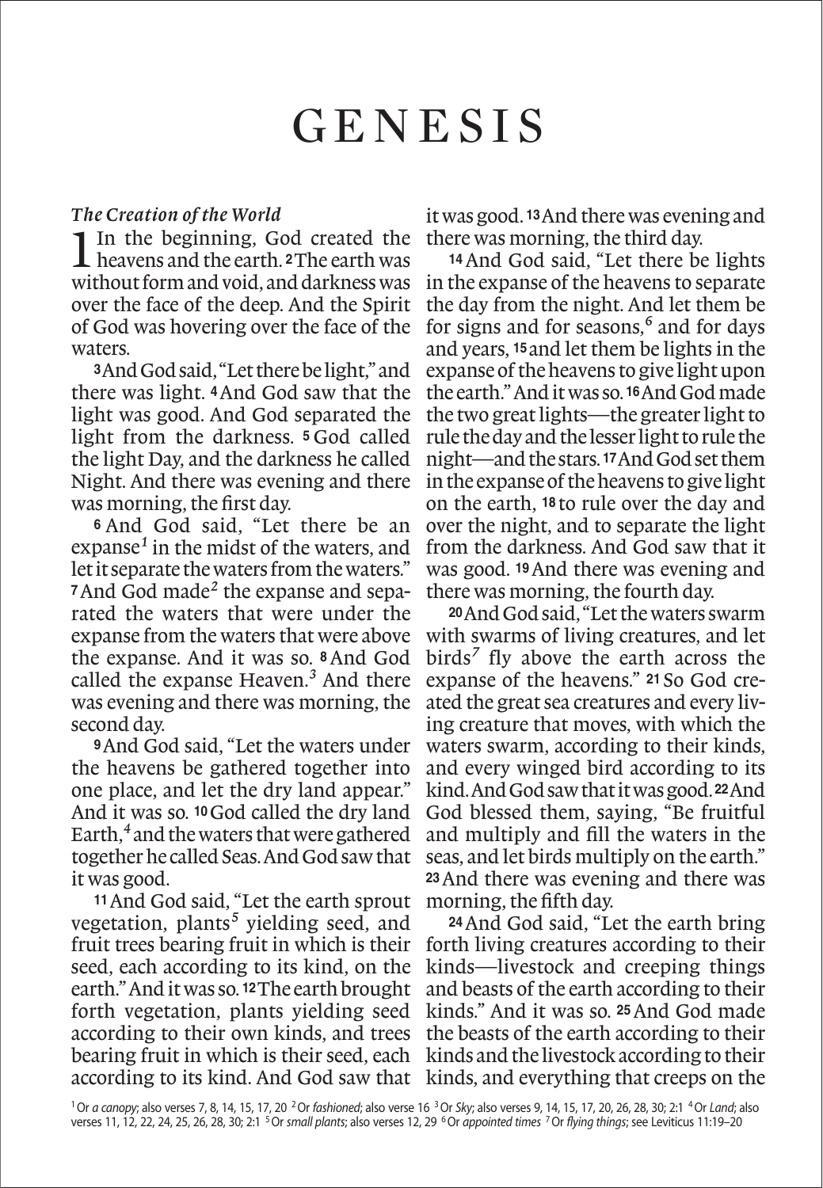# GENESIS

***The Creation of the World***

**1** In the beginning, God created the heavens and the earth. **2** The earth was without form and void, and darkness was over the face of the deep. And the Spirit of God was hovering over the face of the waters.

**3** And God said, "Let there be light," and there was light. **4** And God saw that the light was good. And God separated the light from the darkness. **5** God called the light Day, and the darkness he called Night. And there was evening and there was morning, the first day.

**6** And God said, "Let there be an expanse[1] in the midst of the waters, and let it separate the waters from the waters." **7** And God made[2] the expanse and separated the waters that were under the expanse from the waters that were above the expanse. And it was so. **8** And God called the expanse Heaven.[3] And there was evening and there was morning, the second day.

**9** And God said, "Let the waters under the heavens be gathered together into one place, and let the dry land appear." And it was so. **10** God called the dry land Earth,[4] and the waters that were gathered together he called Seas. And God saw that it was good.

**11** And God said, "Let the earth sprout vegetation, plants[5] yielding seed, and fruit trees bearing fruit in which is their seed, each according to its kind, on the earth." And it was so. **12** The earth brought forth vegetation, plants yielding seed according to their own kinds, and trees bearing fruit in which is their seed, each according to its kind. And God saw that it was good. **13** And there was evening and there was morning, the third day.

**14** And God said, "Let there be lights in the expanse of the heavens to separate the day from the night. And let them be for signs and for seasons,[6] and for days and years, **15** and let them be lights in the expanse of the heavens to give light upon the earth." And it was so. **16** And God made the two great lights—the greater light to rule the day and the lesser light to rule the night—and the stars. **17** And God set them in the expanse of the heavens to give light on the earth, **18** to rule over the day and over the night, and to separate the light from the darkness. And God saw that it was good. **19** And there was evening and there was morning, the fourth day.

**20** And God said, "Let the waters swarm with swarms of living creatures, and let birds[7] fly above the earth across the expanse of the heavens." **21** So God created the great sea creatures and every living creature that moves, with which the waters swarm, according to their kinds, and every winged bird according to its kind. And God saw that it was good. **22** And God blessed them, saying, "Be fruitful and multiply and fill the waters in the seas, and let birds multiply on the earth." **23** And there was evening and there was morning, the fifth day.

**24** And God said, "Let the earth bring forth living creatures according to their kinds—livestock and creeping things and beasts of the earth according to their kinds." And it was so. **25** And God made the beasts of the earth according to their kinds and the livestock according to their kinds, and everything that creeps on the

[1] Or *a canopy*; also verses 7, 8, 14, 15, 17, 20 [2] Or *fashioned*; also verse 16 [3] Or *Sky*; also verses 9, 14, 15, 17, 20, 26, 28, 30; 2:1 [4] Or *Land*; also verses 11, 12, 22, 24, 25, 26, 28, 30; 2:1 [5] Or *small plants*; also verses 12, 29 [6] Or *appointed times* [7] Or *flying things*; see Leviticus 11:19–20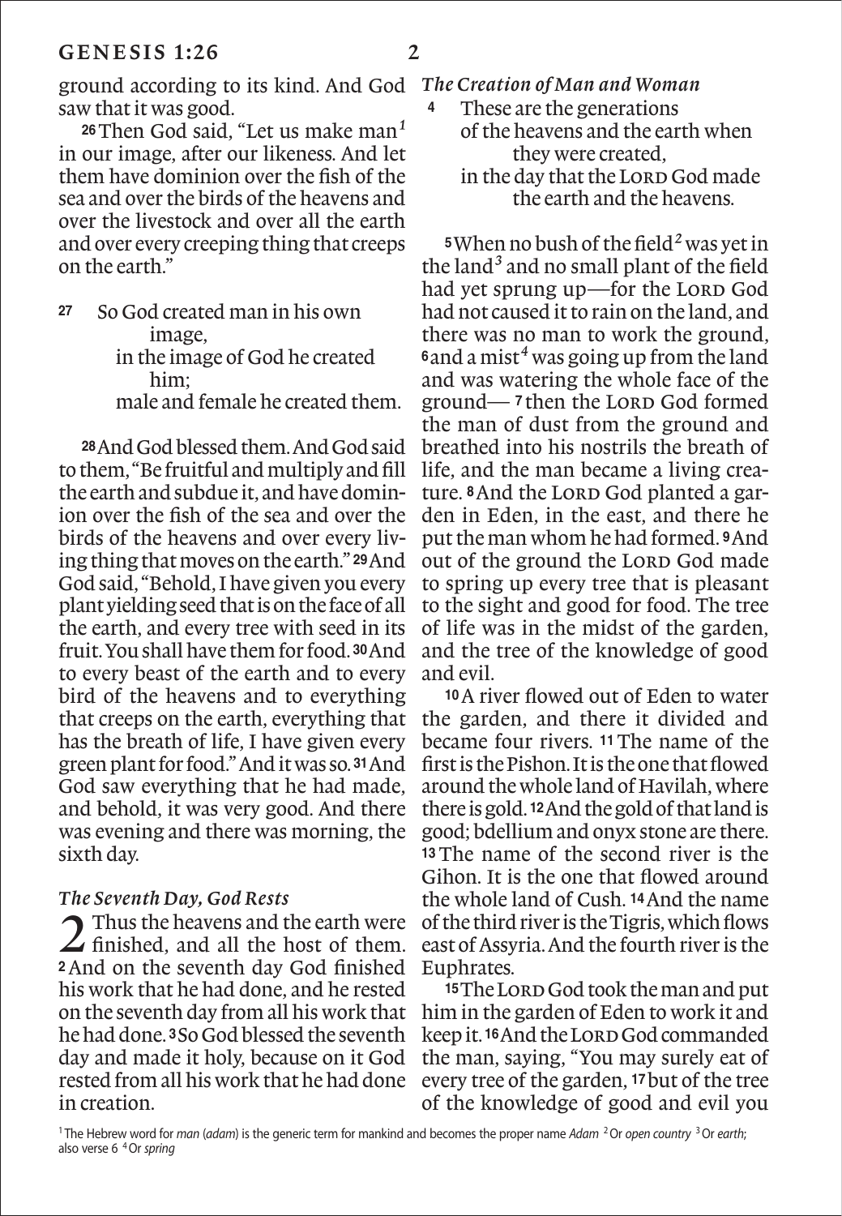ground according to its kind. And God saw that it was good.

26 Then God said, "Let us make man[1] in our image, after our likeness. And let them have dominion over the fish of the sea and over the birds of the heavens and over the livestock and over all the earth and over every creeping thing that creeps on the earth."

27 So God created man in his own image,
in the image of God he created him;
male and female he created them.

28 And God blessed them. And God said to them, "Be fruitful and multiply and fill the earth and subdue it, and have dominion over the fish of the sea and over the birds of the heavens and over every living thing that moves on the earth." 29 And God said, "Behold, I have given you every plant yielding seed that is on the face of all the earth, and every tree with seed in its fruit. You shall have them for food. 30 And to every beast of the earth and to every bird of the heavens and to everything that creeps on the earth, everything that has the breath of life, I have given every green plant for food." And it was so. 31 And God saw everything that he had made, and behold, it was very good. And there was evening and there was morning, the sixth day.

### *The Seventh Day, God Rests*

2 Thus the heavens and the earth were finished, and all the host of them. 2 And on the seventh day God finished his work that he had done, and he rested on the seventh day from all his work that he had done. 3 So God blessed the seventh day and made it holy, because on it God rested from all his work that he had done in creation.

### *The Creation of Man and Woman*

4 These are the generations
of the heavens and the earth when they were created,
in the day that the LORD God made the earth and the heavens.

5 When no bush of the field[2] was yet in the land[3] and no small plant of the field had yet sprung up—for the LORD God had not caused it to rain on the land, and there was no man to work the ground, 6 and a mist[4] was going up from the land and was watering the whole face of the ground— 7 then the LORD God formed the man of dust from the ground and breathed into his nostrils the breath of life, and the man became a living creature. 8 And the LORD God planted a garden in Eden, in the east, and there he put the man whom he had formed. 9 And out of the ground the LORD God made to spring up every tree that is pleasant to the sight and good for food. The tree of life was in the midst of the garden, and the tree of the knowledge of good and evil.

10 A river flowed out of Eden to water the garden, and there it divided and became four rivers. 11 The name of the first is the Pishon. It is the one that flowed around the whole land of Havilah, where there is gold. 12 And the gold of that land is good; bdellium and onyx stone are there. 13 The name of the second river is the Gihon. It is the one that flowed around the whole land of Cush. 14 And the name of the third river is the Tigris, which flows east of Assyria. And the fourth river is the Euphrates.

15 The LORD God took the man and put him in the garden of Eden to work it and keep it. 16 And the LORD God commanded the man, saying, "You may surely eat of every tree of the garden, 17 but of the tree of the knowledge of good and evil you

[1] The Hebrew word for *man* (*adam*) is the generic term for mankind and becomes the proper name *Adam* [2] Or *open country* [3] Or *earth*; also verse 6 [4] Or *spring*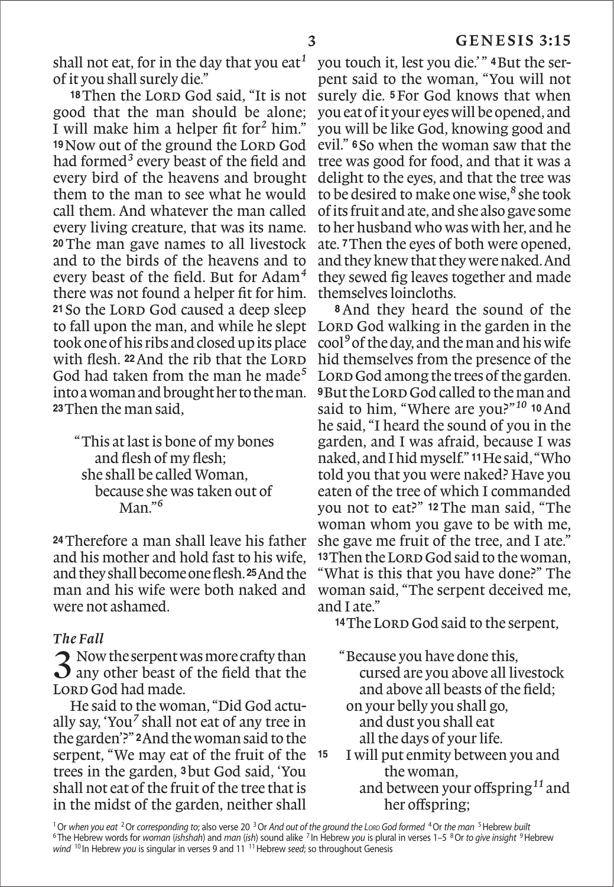shall not eat, for in the day that you eat[1] of it you shall surely die."

**18** Then the LORD God said, "It is not good that the man should be alone; I will make him a helper fit for[2] him." **19** Now out of the ground the LORD God had formed[3] every beast of the field and every bird of the heavens and brought them to the man to see what he would call them. And whatever the man called every living creature, that was its name. **20** The man gave names to all livestock and to the birds of the heavens and to every beast of the field. But for Adam[4] there was not found a helper fit for him. **21** So the LORD God caused a deep sleep to fall upon the man, and while he slept took one of his ribs and closed up its place with flesh. **22** And the rib that the LORD God had taken from the man he made[5] into a woman and brought her to the man. **23** Then the man said,

> "This at last is bone of my bones
> and flesh of my flesh;
> she shall be called Woman,
> because she was taken out of Man."[6]

**24** Therefore a man shall leave his father and his mother and hold fast to his wife, and they shall become one flesh. **25** And the man and his wife were both naked and were not ashamed.

### *The Fall*

**3** Now the serpent was more crafty than any other beast of the field that the LORD God had made.

He said to the woman, "Did God actually say, 'You[7] shall not eat of any tree in the garden'?" **2** And the woman said to the serpent, "We may eat of the fruit of the trees in the garden, **3** but God said, 'You shall not eat of the fruit of the tree that is in the midst of the garden, neither shall you touch it, lest you die.'" **4** But the serpent said to the woman, "You will not surely die. **5** For God knows that when you eat of it your eyes will be opened, and you will be like God, knowing good and evil." **6** So when the woman saw that the tree was good for food, and that it was a delight to the eyes, and that the tree was to be desired to make one wise,[8] she took of its fruit and ate, and she also gave some to her husband who was with her, and he ate. **7** Then the eyes of both were opened, and they knew that they were naked. And they sewed fig leaves together and made themselves loincloths.

**8** And they heard the sound of the LORD God walking in the garden in the cool[9] of the day, and the man and his wife hid themselves from the presence of the LORD God among the trees of the garden. **9** But the LORD God called to the man and said to him, "Where are you?"[10] **10** And he said, "I heard the sound of you in the garden, and I was afraid, because I was naked, and I hid myself." **11** He said, "Who told you that you were naked? Have you eaten of the tree of which I commanded you not to eat?" **12** The man said, "The woman whom you gave to be with me, she gave me fruit of the tree, and I ate." **13** Then the LORD God said to the woman, "What is this that you have done?" The woman said, "The serpent deceived me, and I ate."

**14** The LORD God said to the serpent,

> "Because you have done this,
> cursed are you above all livestock
> and above all beasts of the field;
> on your belly you shall go,
> and dust you shall eat
> all the days of your life.
>
> **15** I will put enmity between you and the woman,
> and between your offspring[11] and her offspring;

---

[1] Or *when you eat* [2] Or *corresponding to*; also verse 20 [3] Or *And out of the ground the LORD God formed* [4] Or *the man* [5] Hebrew *built* [6] The Hebrew words for *woman* (*ishshah*) and *man* (*ish*) sound alike [7] In Hebrew *you* is plural in verses 1–5 [8] Or *to give insight* [9] Hebrew *wind* [10] In Hebrew *you* is singular in verses 9 and 11 [11] Hebrew *seed*; so throughout Genesis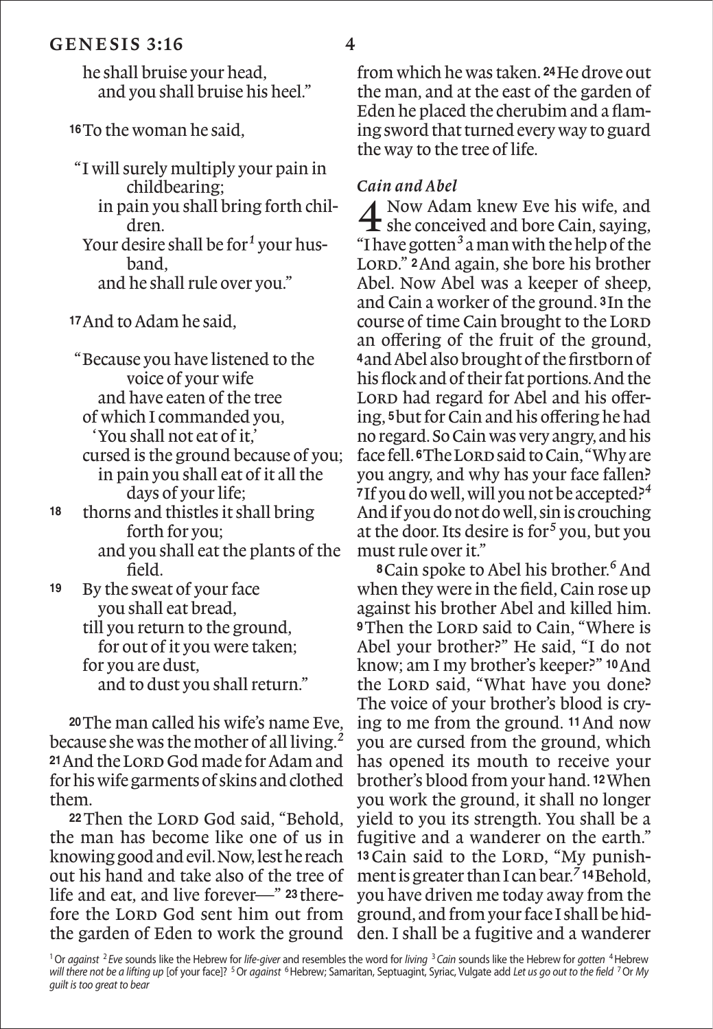he shall bruise your head,
and you shall bruise his heel."

16 To the woman he said,

"I will surely multiply your pain in childbearing;
in pain you shall bring forth children.
Your desire shall be for[1] your husband,
and he shall rule over you."

17 And to Adam he said,

"Because you have listened to the voice of your wife
and have eaten of the tree
of which I commanded you,
'You shall not eat of it,'
cursed is the ground because of you;
in pain you shall eat of it all the days of your life;
18 thorns and thistles it shall bring forth for you;
and you shall eat the plants of the field.
19 By the sweat of your face
you shall eat bread,
till you return to the ground,
for out of it you were taken;
for you are dust,
and to dust you shall return."

20 The man called his wife's name Eve, because she was the mother of all living.[2] 21 And the LORD God made for Adam and for his wife garments of skins and clothed them.

22 Then the LORD God said, "Behold, the man has become like one of us in knowing good and evil. Now, lest he reach out his hand and take also of the tree of life and eat, and live forever—" 23 therefore the LORD God sent him out from the garden of Eden to work the ground from which he was taken. 24 He drove out the man, and at the east of the garden of Eden he placed the cherubim and a flaming sword that turned every way to guard the way to the tree of life.

### *Cain and Abel*

4 Now Adam knew Eve his wife, and she conceived and bore Cain, saying, "I have gotten[3] a man with the help of the LORD." 2 And again, she bore his brother Abel. Now Abel was a keeper of sheep, and Cain a worker of the ground. 3 In the course of time Cain brought to the LORD an offering of the fruit of the ground, 4 and Abel also brought of the firstborn of his flock and of their fat portions. And the LORD had regard for Abel and his offering, 5 but for Cain and his offering he had no regard. So Cain was very angry, and his face fell. 6 The LORD said to Cain, "Why are you angry, and why has your face fallen? 7 If you do well, will you not be accepted?[4] And if you do not do well, sin is crouching at the door. Its desire is for[5] you, but you must rule over it."

8 Cain spoke to Abel his brother.[6] And when they were in the field, Cain rose up against his brother Abel and killed him. 9 Then the LORD said to Cain, "Where is Abel your brother?" He said, "I do not know; am I my brother's keeper?" 10 And the LORD said, "What have you done? The voice of your brother's blood is crying to me from the ground. 11 And now you are cursed from the ground, which has opened its mouth to receive your brother's blood from your hand. 12 When you work the ground, it shall no longer yield to you its strength. You shall be a fugitive and a wanderer on the earth." 13 Cain said to the LORD, "My punishment is greater than I can bear.[7] 14 Behold, you have driven me today away from the ground, and from your face I shall be hidden. I shall be a fugitive and a wanderer

[1] Or *against* [2] *Eve* sounds like the Hebrew for *life-giver* and resembles the word for *living* [3] *Cain* sounds like the Hebrew for *gotten* [4] Hebrew *will there not be a lifting up* [of your face]? [5] Or *against* [6] Hebrew; Samaritan, Septuagint, Syriac, Vulgate add *Let us go out to the field* [7] Or *My guilt is too great to bear*